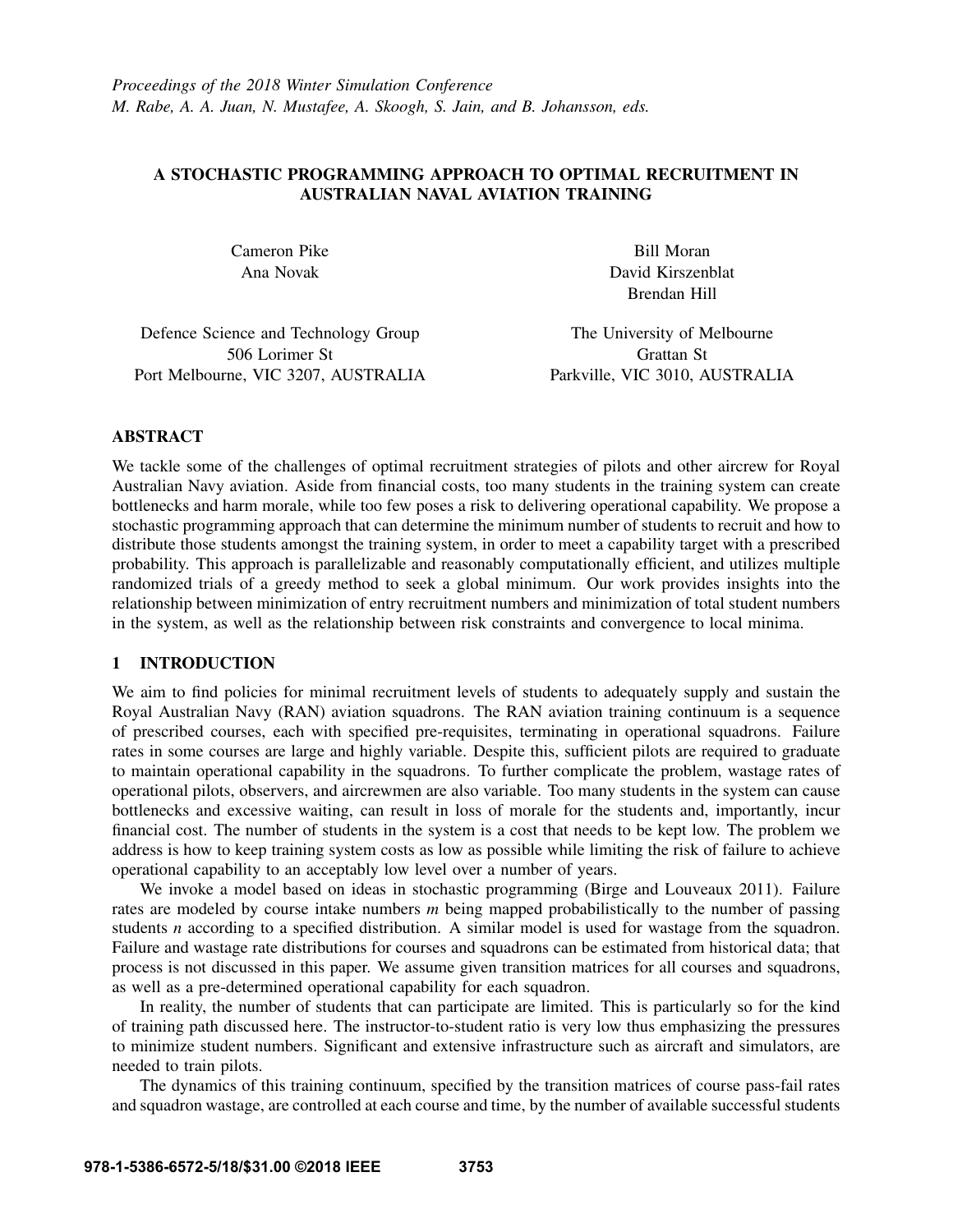*Proceedings of the 2018 Winter Simulation Conference*
*M. Rabe, A. A. Juan, N. Mustafee, A. Skoogh, S. Jain, and B. Johansson, eds.*

# A STOCHASTIC PROGRAMMING APPROACH TO OPTIMAL RECRUITMENT IN AUSTRALIAN NAVAL AVIATION TRAINING

Cameron Pike
Ana Novak

Defence Science and Technology Group
506 Lorimer St
Port Melbourne, VIC 3207, AUSTRALIA

Bill Moran
David Kirszenblat
Brendan Hill

The University of Melbourne
Grattan St
Parkville, VIC 3010, AUSTRALIA

## ABSTRACT

We tackle some of the challenges of optimal recruitment strategies of pilots and other aircrew for Royal Australian Navy aviation. Aside from financial costs, too many students in the training system can create bottlenecks and harm morale, while too few poses a risk to delivering operational capability. We propose a stochastic programming approach that can determine the minimum number of students to recruit and how to distribute those students amongst the training system, in order to meet a capability target with a prescribed probability. This approach is parallelizable and reasonably computationally efficient, and utilizes multiple randomized trials of a greedy method to seek a global minimum. Our work provides insights into the relationship between minimization of entry recruitment numbers and minimization of total student numbers in the system, as well as the relationship between risk constraints and convergence to local minima.

## 1 INTRODUCTION

We aim to find policies for minimal recruitment levels of students to adequately supply and sustain the Royal Australian Navy (RAN) aviation squadrons. The RAN aviation training continuum is a sequence of prescribed courses, each with specified pre-requisites, terminating in operational squadrons. Failure rates in some courses are large and highly variable. Despite this, sufficient pilots are required to graduate to maintain operational capability in the squadrons. To further complicate the problem, wastage rates of operational pilots, observers, and aircrewmen are also variable. Too many students in the system can cause bottlenecks and excessive waiting, can result in loss of morale for the students and, importantly, incur financial cost. The number of students in the system is a cost that needs to be kept low. The problem we address is how to keep training system costs as low as possible while limiting the risk of failure to achieve operational capability to an acceptably low level over a number of years.

We invoke a model based on ideas in stochastic programming (Birge and Louveaux 2011). Failure rates are modeled by course intake numbers $m$ being mapped probabilistically to the number of passing students $n$ according to a specified distribution. A similar model is used for wastage from the squadron. Failure and wastage rate distributions for courses and squadrons can be estimated from historical data; that process is not discussed in this paper. We assume given transition matrices for all courses and squadrons, as well as a pre-determined operational capability for each squadron.

In reality, the number of students that can participate are limited. This is particularly so for the kind of training path discussed here. The instructor-to-student ratio is very low thus emphasizing the pressures to minimize student numbers. Significant and extensive infrastructure such as aircraft and simulators, are needed to train pilots.

The dynamics of this training continuum, specified by the transition matrices of course pass-fail rates and squadron wastage, are controlled at each course and time, by the number of available successful students

978-1-5386-6572-5/18/$31.00 ©2018 IEEE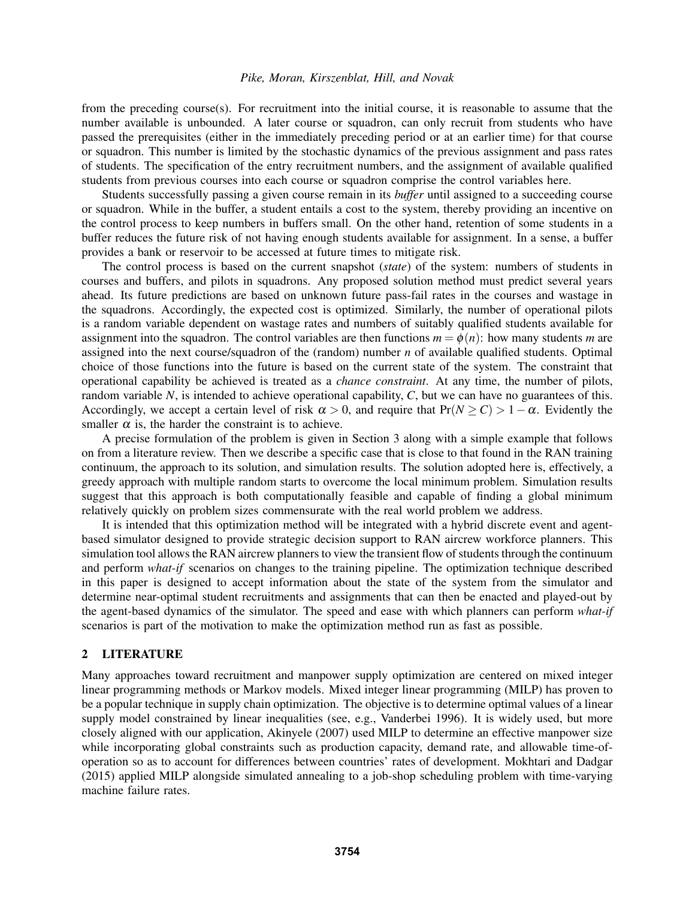from the preceding course(s). For recruitment into the initial course, it is reasonable to assume that the number available is unbounded. A later course or squadron, can only recruit from students who have passed the prerequisites (either in the immediately preceding period or at an earlier time) for that course or squadron. This number is limited by the stochastic dynamics of the previous assignment and pass rates of students. The specification of the entry recruitment numbers, and the assignment of available qualified students from previous courses into each course or squadron comprise the control variables here.

Students successfully passing a given course remain in its *buffer* until assigned to a succeeding course or squadron. While in the buffer, a student entails a cost to the system, thereby providing an incentive on the control process to keep numbers in buffers small. On the other hand, retention of some students in a buffer reduces the future risk of not having enough students available for assignment. In a sense, a buffer provides a bank or reservoir to be accessed at future times to mitigate risk.

The control process is based on the current snapshot (*state*) of the system: numbers of students in courses and buffers, and pilots in squadrons. Any proposed solution method must predict several years ahead. Its future predictions are based on unknown future pass-fail rates in the courses and wastage in the squadrons. Accordingly, the expected cost is optimized. Similarly, the number of operational pilots is a random variable dependent on wastage rates and numbers of suitably qualified students available for assignment into the squadron. The control variables are then functions $m = \phi(n)$: how many students $m$ are assigned into the next course/squadron of the (random) number $n$ of available qualified students. Optimal choice of those functions into the future is based on the current state of the system. The constraint that operational capability be achieved is treated as a *chance constraint*. At any time, the number of pilots, random variable $N$, is intended to achieve operational capability, $C$, but we can have no guarantees of this. Accordingly, we accept a certain level of risk $\alpha > 0$, and require that $\Pr(N \geq C) > 1 - \alpha$. Evidently the smaller $\alpha$ is, the harder the constraint is to achieve.

A precise formulation of the problem is given in Section 3 along with a simple example that follows on from a literature review. Then we describe a specific case that is close to that found in the RAN training continuum, the approach to its solution, and simulation results. The solution adopted here is, effectively, a greedy approach with multiple random starts to overcome the local minimum problem. Simulation results suggest that this approach is both computationally feasible and capable of finding a global minimum relatively quickly on problem sizes commensurate with the real world problem we address.

It is intended that this optimization method will be integrated with a hybrid discrete event and agent-based simulator designed to provide strategic decision support to RAN aircrew workforce planners. This simulation tool allows the RAN aircrew planners to view the transient flow of students through the continuum and perform *what-if* scenarios on changes to the training pipeline. The optimization technique described in this paper is designed to accept information about the state of the system from the simulator and determine near-optimal student recruitments and assignments that can then be enacted and played-out by the agent-based dynamics of the simulator. The speed and ease with which planners can perform *what-if* scenarios is part of the motivation to make the optimization method run as fast as possible.

## 2 LITERATURE

Many approaches toward recruitment and manpower supply optimization are centered on mixed integer linear programming methods or Markov models. Mixed integer linear programming (MILP) has proven to be a popular technique in supply chain optimization. The objective is to determine optimal values of a linear supply model constrained by linear inequalities (see, e.g., Vanderbei 1996). It is widely used, but more closely aligned with our application, Akinyele (2007) used MILP to determine an effective manpower size while incorporating global constraints such as production capacity, demand rate, and allowable time-of-operation so as to account for differences between countries' rates of development. Mokhtari and Dadgar (2015) applied MILP alongside simulated annealing to a job-shop scheduling problem with time-varying machine failure rates.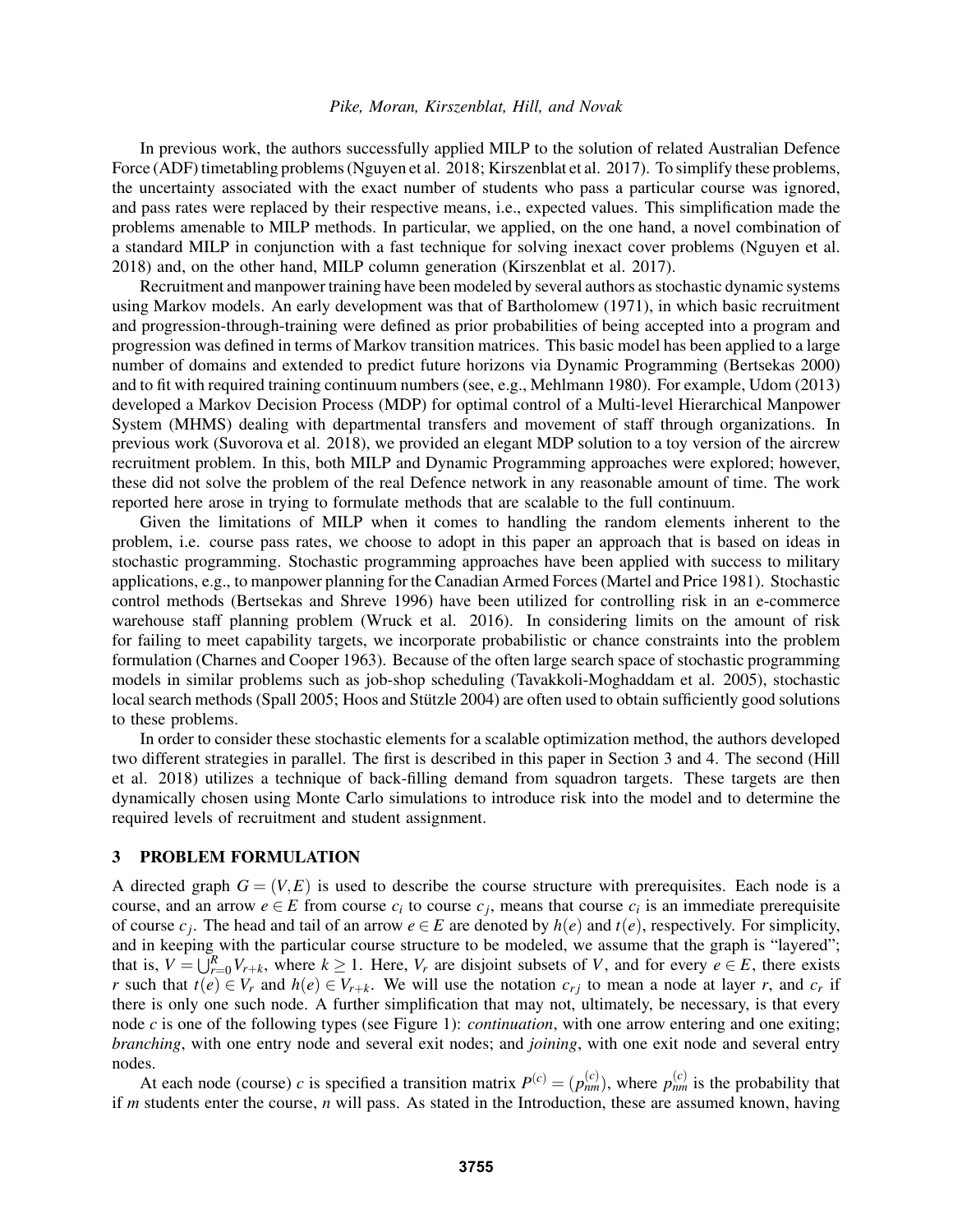In previous work, the authors successfully applied MILP to the solution of related Australian Defence Force (ADF) timetabling problems (Nguyen et al. 2018; Kirszenblat et al. 2017). To simplify these problems, the uncertainty associated with the exact number of students who pass a particular course was ignored, and pass rates were replaced by their respective means, i.e., expected values. This simplification made the problems amenable to MILP methods. In particular, we applied, on the one hand, a novel combination of a standard MILP in conjunction with a fast technique for solving inexact cover problems (Nguyen et al. 2018) and, on the other hand, MILP column generation (Kirszenblat et al. 2017).

Recruitment and manpower training have been modeled by several authors as stochastic dynamic systems using Markov models. An early development was that of Bartholomew (1971), in which basic recruitment and progression-through-training were defined as prior probabilities of being accepted into a program and progression was defined in terms of Markov transition matrices. This basic model has been applied to a large number of domains and extended to predict future horizons via Dynamic Programming (Bertsekas 2000) and to fit with required training continuum numbers (see, e.g., Mehlmann 1980). For example, Udom (2013) developed a Markov Decision Process (MDP) for optimal control of a Multi-level Hierarchical Manpower System (MHMS) dealing with departmental transfers and movement of staff through organizations. In previous work (Suvorova et al. 2018), we provided an elegant MDP solution to a toy version of the aircrew recruitment problem. In this, both MILP and Dynamic Programming approaches were explored; however, these did not solve the problem of the real Defence network in any reasonable amount of time. The work reported here arose in trying to formulate methods that are scalable to the full continuum.

Given the limitations of MILP when it comes to handling the random elements inherent to the problem, i.e. course pass rates, we choose to adopt in this paper an approach that is based on ideas in stochastic programming. Stochastic programming approaches have been applied with success to military applications, e.g., to manpower planning for the Canadian Armed Forces (Martel and Price 1981). Stochastic control methods (Bertsekas and Shreve 1996) have been utilized for controlling risk in an e-commerce warehouse staff planning problem (Wruck et al. 2016). In considering limits on the amount of risk for failing to meet capability targets, we incorporate probabilistic or chance constraints into the problem formulation (Charnes and Cooper 1963). Because of the often large search space of stochastic programming models in similar problems such as job-shop scheduling (Tavakkoli-Moghaddam et al. 2005), stochastic local search methods (Spall 2005; Hoos and Stützle 2004) are often used to obtain sufficiently good solutions to these problems.

In order to consider these stochastic elements for a scalable optimization method, the authors developed two different strategies in parallel. The first is described in this paper in Section 3 and 4. The second (Hill et al. 2018) utilizes a technique of back-filling demand from squadron targets. These targets are then dynamically chosen using Monte Carlo simulations to introduce risk into the model and to determine the required levels of recruitment and student assignment.

## 3 PROBLEM FORMULATION

A directed graph $G = (V, E)$ is used to describe the course structure with prerequisites. Each node is a course, and an arrow $e \in E$ from course $c_i$ to course $c_j$, means that course $c_i$ is an immediate prerequisite of course $c_j$. The head and tail of an arrow $e \in E$ are denoted by $h(e)$ and $t(e)$, respectively. For simplicity, and in keeping with the particular course structure to be modeled, we assume that the graph is "layered"; that is, $V = \bigcup_{r=0}^{R} V_{r+k}$, where $k \geq 1$. Here, $V_r$ are disjoint subsets of $V$, and for every $e \in E$, there exists $r$ such that $t(e) \in V_r$ and $h(e) \in V_{r+k}$. We will use the notation $c_{rj}$ to mean a node at layer $r$, and $c_r$ if there is only one such node. A further simplification that may not, ultimately, be necessary, is that every node $c$ is one of the following types (see Figure 1): *continuation*, with one arrow entering and one exiting; *branching*, with one entry node and several exit nodes; and *joining*, with one exit node and several entry nodes.

At each node (course) $c$ is specified a transition matrix $P^{(c)} = (p_{nm}^{(c)})$, where $p_{nm}^{(c)}$ is the probability that if $m$ students enter the course, $n$ will pass. As stated in the Introduction, these are assumed known, having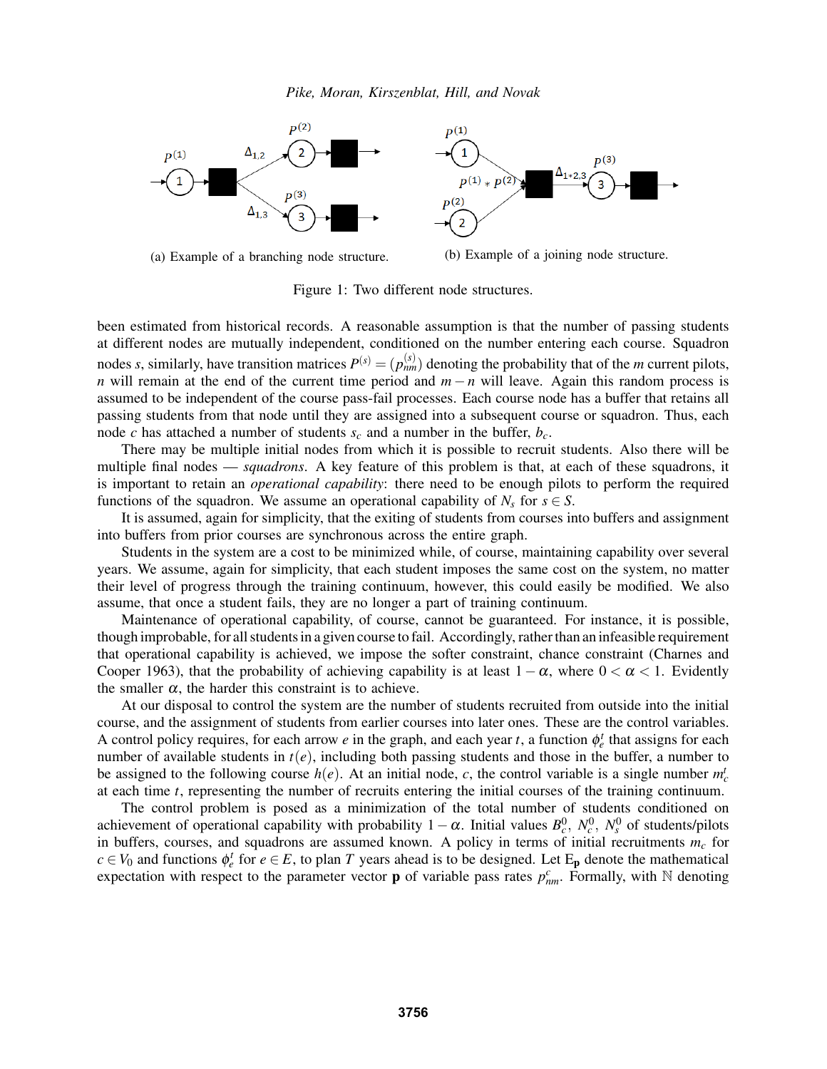(a) Example of a branching node structure.

(b) Example of a joining node structure.

Figure 1: Two different node structures.

been estimated from historical records. A reasonable assumption is that the number of passing students at different nodes are mutually independent, conditioned on the number entering each course. Squadron nodes $s$, similarly, have transition matrices $P^{(s)} = (p^{(s)}_{nm})$ denoting the probability that of the $m$ current pilots, $n$ will remain at the end of the current time period and $m-n$ will leave. Again this random process is assumed to be independent of the course pass-fail processes. Each course node has a buffer that retains all passing students from that node until they are assigned into a subsequent course or squadron. Thus, each node $c$ has attached a number of students $s_c$ and a number in the buffer, $b_c$.

There may be multiple initial nodes from which it is possible to recruit students. Also there will be multiple final nodes — *squadrons*. A key feature of this problem is that, at each of these squadrons, it is important to retain an *operational capability*: there need to be enough pilots to perform the required functions of the squadron. We assume an operational capability of $N_s$ for $s \in S$.

It is assumed, again for simplicity, that the exiting of students from courses into buffers and assignment into buffers from prior courses are synchronous across the entire graph.

Students in the system are a cost to be minimized while, of course, maintaining capability over several years. We assume, again for simplicity, that each student imposes the same cost on the system, no matter their level of progress through the training continuum, however, this could easily be modified. We also assume, that once a student fails, they are no longer a part of training continuum.

Maintenance of operational capability, of course, cannot be guaranteed. For instance, it is possible, though improbable, for all students in a given course to fail. Accordingly, rather than an infeasible requirement that operational capability is achieved, we impose the softer constraint, chance constraint (Charnes and Cooper 1963), that the probability of achieving capability is at least $1-\alpha$, where $0 < \alpha < 1$. Evidently the smaller $\alpha$, the harder this constraint is to achieve.

At our disposal to control the system are the number of students recruited from outside into the initial course, and the assignment of students from earlier courses into later ones. These are the control variables. A control policy requires, for each arrow $e$ in the graph, and each year $t$, a function $\phi^t_e$ that assigns for each number of available students in $t(e)$, including both passing students and those in the buffer, a number to be assigned to the following course $h(e)$. At an initial node, $c$, the control variable is a single number $m^t_c$ at each time $t$, representing the number of recruits entering the initial courses of the training continuum.

The control problem is posed as a minimization of the total number of students conditioned on achievement of operational capability with probability $1-\alpha$. Initial values $B^0_c$, $N^0_c$, $N^0_s$ of students/pilots in buffers, courses, and squadrons are assumed known. A policy in terms of initial recruitments $m_c$ for $c \in V_0$ and functions $\phi^t_e$ for $e \in E$, to plan $T$ years ahead is to be designed. Let $\mathrm{E}_{\mathbf{p}}$ denote the mathematical expectation with respect to the parameter vector $\mathbf{p}$ of variable pass rates $p^c_{nm}$. Formally, with $\mathbb{N}$ denoting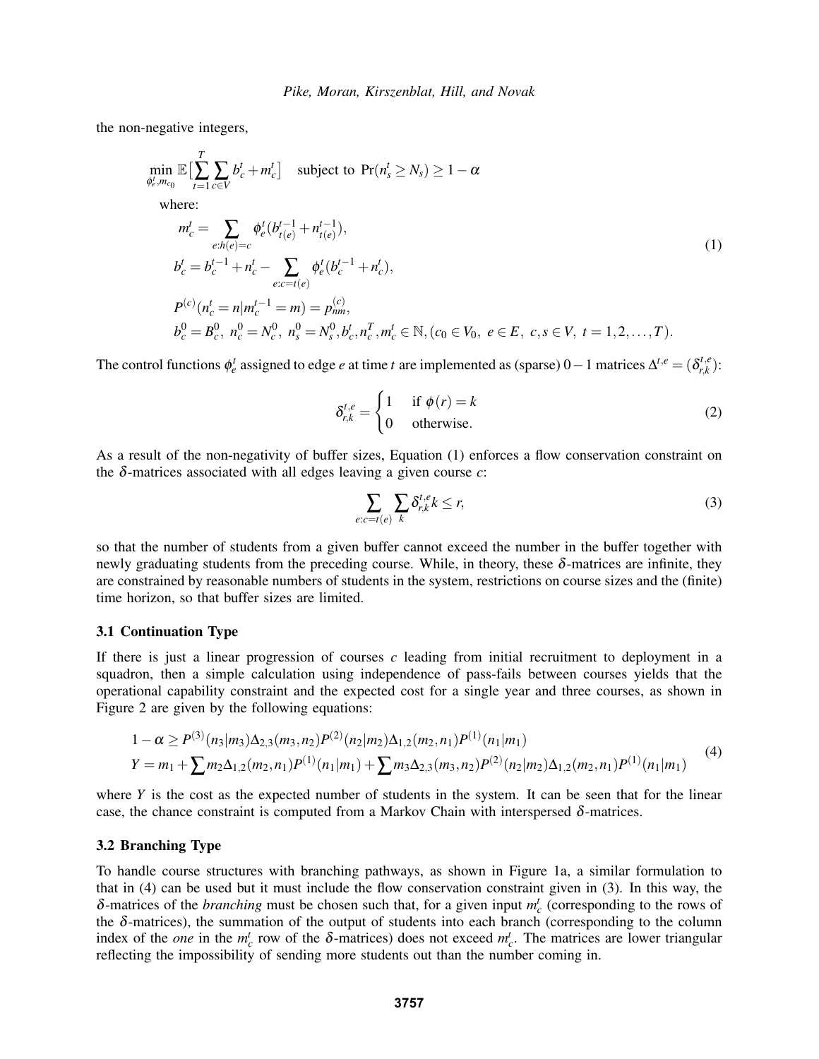the non-negative integers,

$$
\begin{aligned}
&\min_{\phi_e^t, m_{c_0}} \mathbb{E}\big[\sum_{t=1}^{T}\sum_{c\in V} b_c^t + m_c^t\big] \quad \text{subject to } \Pr(n_s^t \geq N_s) \geq 1-\alpha \\
&\quad \text{where:} \\
&\quad m_c^t = \sum_{e:h(e)=c} \phi_e^t(b_{t(e)}^{t-1} + n_{t(e)}^{t-1}), \\
&\quad b_c^t = b_c^{t-1} + n_c^t - \sum_{e:c=t(e)} \phi_e^t(b_c^{t-1} + n_c^t), \\
&\quad P^{(c)}(n_c^t = n | m_c^{t-1} = m) = p_{nm}^{(c)}, \\
&\quad b_c^0 = B_c^0,\ n_c^0 = N_c^0,\ n_s^0 = N_s^0, b_c^t, n_c^T, m_c^t \in \mathbb{N}, (c_0 \in V_0,\ e \in E,\ c, s \in V,\ t = 1, 2, \ldots, T).
\end{aligned}
\tag{1}
$$

The control functions $\phi_e^t$ assigned to edge $e$ at time $t$ are implemented as (sparse) $0-1$ matrices $\Delta^{t,e} = (\delta_{r,k}^{t,e})$:

$$
\delta_{r,k}^{t,e} = \begin{cases} 1 & \text{if } \phi(r) = k \\ 0 & \text{otherwise.} \end{cases} \tag{2}
$$

As a result of the non-negativity of buffer sizes, Equation (1) enforces a flow conservation constraint on the $\delta$-matrices associated with all edges leaving a given course $c$:

$$
\sum_{e:c=t(e)} \sum_k \delta_{r,k}^{t,e} k \leq r, \tag{3}
$$

so that the number of students from a given buffer cannot exceed the number in the buffer together with newly graduating students from the preceding course. While, in theory, these $\delta$-matrices are infinite, they are constrained by reasonable numbers of students in the system, restrictions on course sizes and the (finite) time horizon, so that buffer sizes are limited.

### 3.1 Continuation Type

If there is just a linear progression of courses $c$ leading from initial recruitment to deployment in a squadron, then a simple calculation using independence of pass-fails between courses yields that the operational capability constraint and the expected cost for a single year and three courses, as shown in Figure 2 are given by the following equations:

$$
\begin{aligned}
&1-\alpha \geq P^{(3)}(n_3|m_3)\Delta_{2,3}(m_3,n_2)P^{(2)}(n_2|m_2)\Delta_{1,2}(m_2,n_1)P^{(1)}(n_1|m_1) \\
&Y = m_1 + \sum m_2\Delta_{1,2}(m_2,n_1)P^{(1)}(n_1|m_1) + \sum m_3\Delta_{2,3}(m_3,n_2)P^{(2)}(n_2|m_2)\Delta_{1,2}(m_2,n_1)P^{(1)}(n_1|m_1)
\end{aligned}
\tag{4}
$$

where $Y$ is the cost as the expected number of students in the system. It can be seen that for the linear case, the chance constraint is computed from a Markov Chain with interspersed $\delta$-matrices.

### 3.2 Branching Type

To handle course structures with branching pathways, as shown in Figure 1a, a similar formulation to that in (4) can be used but it must include the flow conservation constraint given in (3). In this way, the $\delta$-matrices of the *branching* must be chosen such that, for a given input $m_c^t$ (corresponding to the rows of the $\delta$-matrices), the summation of the output of students into each branch (corresponding to the column index of the *one* in the $m_c^t$ row of the $\delta$-matrices) does not exceed $m_c^t$. The matrices are lower triangular reflecting the impossibility of sending more students out than the number coming in.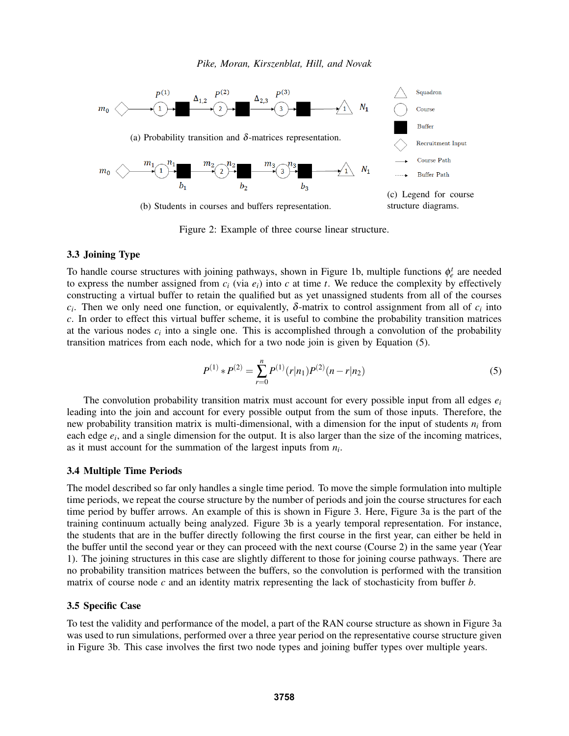(a) Probability transition and $\delta$-matrices representation.

(b) Students in courses and buffers representation.

(c) Legend for course structure diagrams.

Figure 2: Example of three course linear structure.

### 3.3 Joining Type

To handle course structures with joining pathways, shown in Figure 1b, multiple functions $\phi_e^t$ are needed to express the number assigned from $c_i$ (via $e_i$) into $c$ at time $t$. We reduce the complexity by effectively constructing a virtual buffer to retain the qualified but as yet unassigned students from all of the courses $c_i$. Then we only need one function, or equivalently, $\delta$-matrix to control assignment from all of $c_i$ into $c$. In order to effect this virtual buffer scheme, it is useful to combine the probability transition matrices at the various nodes $c_i$ into a single one. This is accomplished through a convolution of the probability transition matrices from each node, which for a two node join is given by Equation (5).

$$P^{(1)} * P^{(2)} = \sum_{r=0}^{n} P^{(1)}(r|n_1)P^{(2)}(n-r|n_2) \tag{5}$$

The convolution probability transition matrix must account for every possible input from all edges $e_i$ leading into the join and account for every possible output from the sum of those inputs. Therefore, the new probability transition matrix is multi-dimensional, with a dimension for the input of students $n_i$ from each edge $e_i$, and a single dimension for the output. It is also larger than the size of the incoming matrices, as it must account for the summation of the largest inputs from $n_i$.

### 3.4 Multiple Time Periods

The model described so far only handles a single time period. To move the simple formulation into multiple time periods, we repeat the course structure by the number of periods and join the course structures for each time period by buffer arrows. An example of this is shown in Figure 3. Here, Figure 3a is the part of the training continuum actually being analyzed. Figure 3b is a yearly temporal representation. For instance, the students that are in the buffer directly following the first course in the first year, can either be held in the buffer until the second year or they can proceed with the next course (Course 2) in the same year (Year 1). The joining structures in this case are slightly different to those for joining course pathways. There are no probability transition matrices between the buffers, so the convolution is performed with the transition matrix of course node $c$ and an identity matrix representing the lack of stochasticity from buffer $b$.

### 3.5 Specific Case

To test the validity and performance of the model, a part of the RAN course structure as shown in Figure 3a was used to run simulations, performed over a three year period on the representative course structure given in Figure 3b. This case involves the first two node types and joining buffer types over multiple years.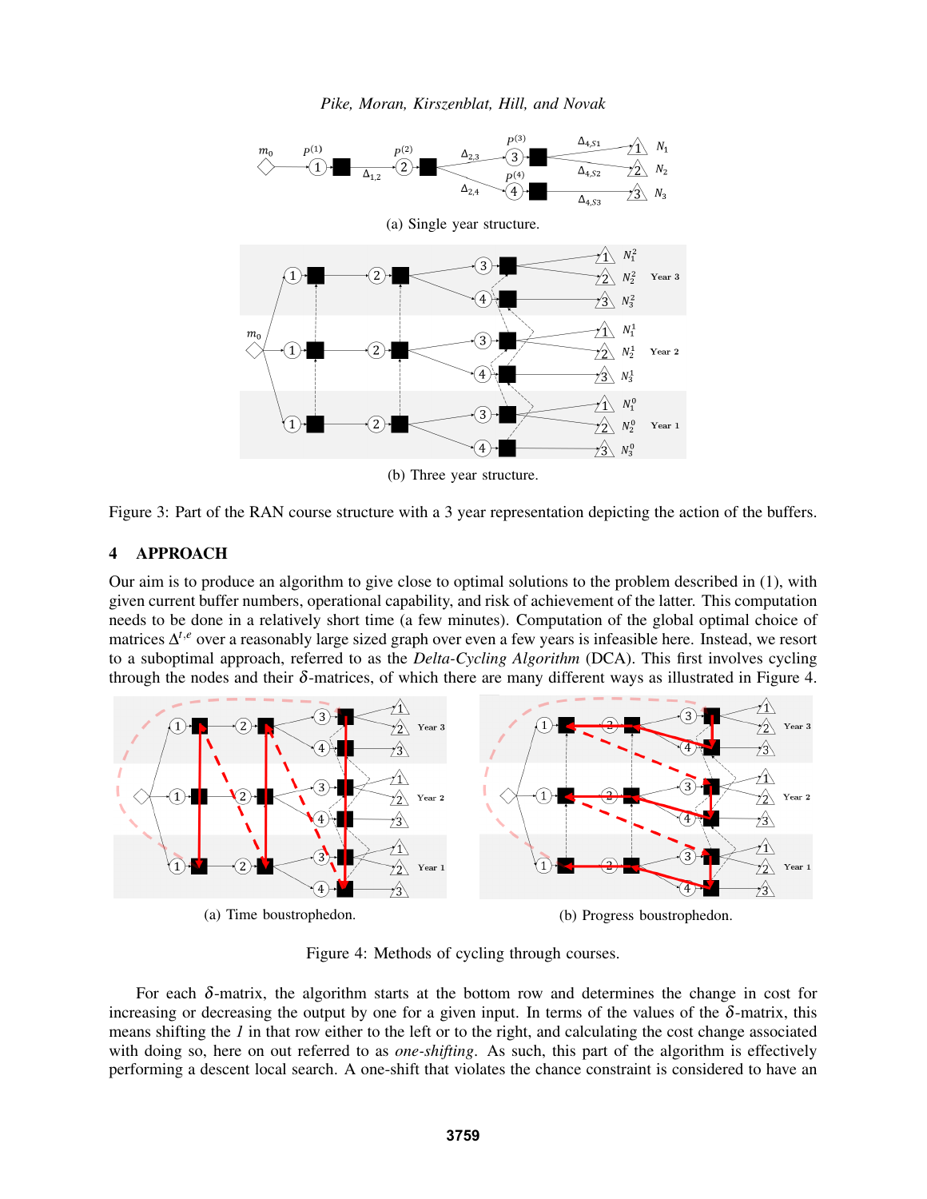(a) Single year structure.

(b) Three year structure.

Figure 3: Part of the RAN course structure with a 3 year representation depicting the action of the buffers.

## 4 APPROACH

Our aim is to produce an algorithm to give close to optimal solutions to the problem described in (1), with given current buffer numbers, operational capability, and risk of achievement of the latter. This computation needs to be done in a relatively short time (a few minutes). Computation of the global optimal choice of matrices $\Delta^{t,e}$ over a reasonably large sized graph over even a few years is infeasible here. Instead, we resort to a suboptimal approach, referred to as the *Delta-Cycling Algorithm* (DCA). This first involves cycling through the nodes and their $\delta$-matrices, of which there are many different ways as illustrated in Figure 4.

(a) Time boustrophedon.

(b) Progress boustrophedon.

Figure 4: Methods of cycling through courses.

For each $\delta$-matrix, the algorithm starts at the bottom row and determines the change in cost for increasing or decreasing the output by one for a given input. In terms of the values of the $\delta$-matrix, this means shifting the *1* in that row either to the left or to the right, and calculating the cost change associated with doing so, here on out referred to as *one-shifting*. As such, this part of the algorithm is effectively performing a descent local search. A one-shift that violates the chance constraint is considered to have an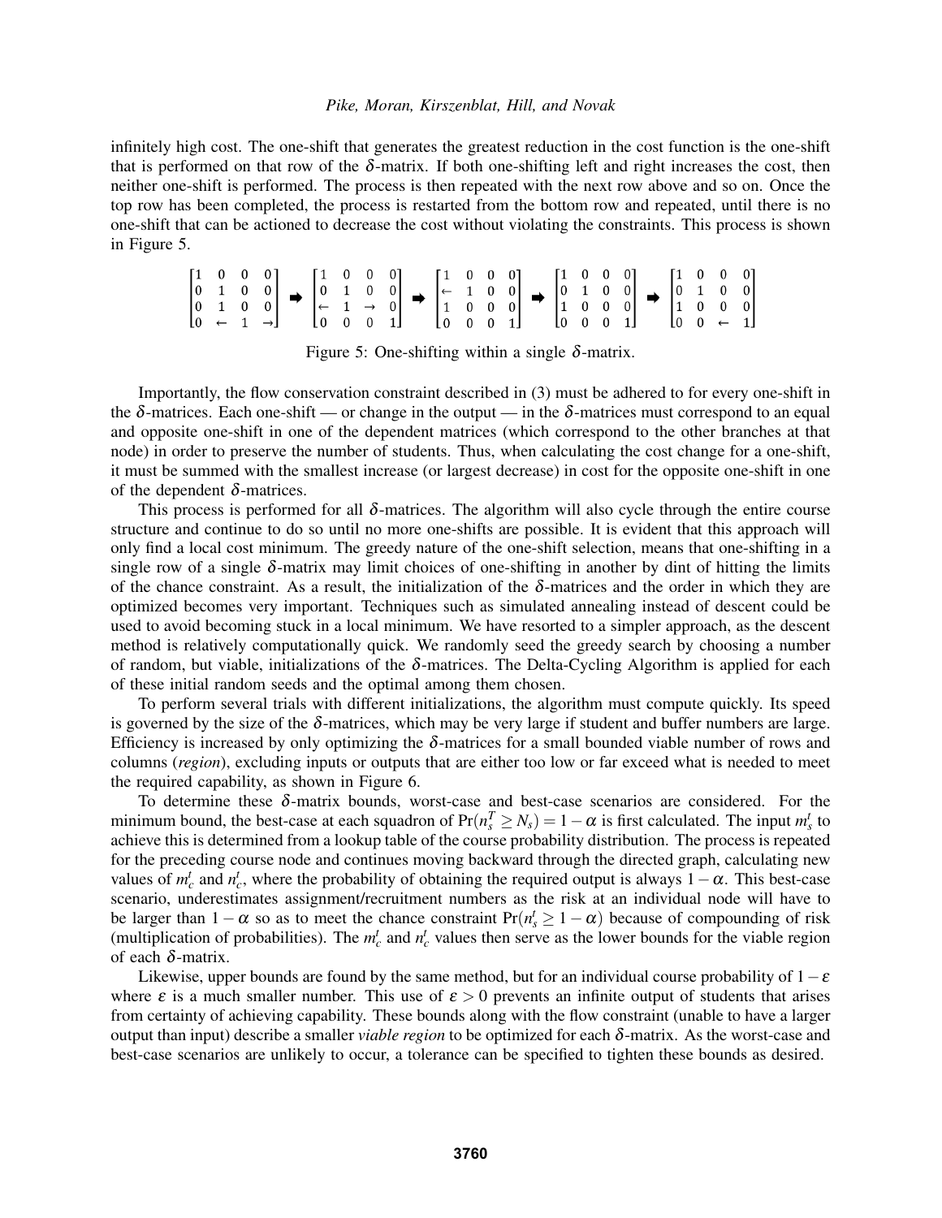infinitely high cost. The one-shift that generates the greatest reduction in the cost function is the one-shift that is performed on that row of the $\delta$-matrix. If both one-shifting left and right increases the cost, then neither one-shift is performed. The process is then repeated with the next row above and so on. Once the top row has been completed, the process is restarted from the bottom row and repeated, until there is no one-shift that can be actioned to decrease the cost without violating the constraints. This process is shown in Figure 5.

$$\begin{bmatrix} 1 & 0 & 0 & 0 \\ 0 & 1 & 0 & 0 \\ 0 & 1 & 0 & 0 \\ 0 & \leftarrow & 1 & \rightarrow \end{bmatrix} \Rightarrow \begin{bmatrix} 1 & 0 & 0 & 0 \\ 0 & 1 & 0 & 0 \\ \leftarrow & 1 & \rightarrow & 0 \\ 0 & 0 & 0 & 1 \end{bmatrix} \Rightarrow \begin{bmatrix} 1 & 0 & 0 & 0 \\ \leftarrow & 1 & 0 & 0 \\ 1 & 0 & 0 & 0 \\ 0 & 0 & 0 & 1 \end{bmatrix} \Rightarrow \begin{bmatrix} 1 & 0 & 0 & 0 \\ 0 & 1 & 0 & 0 \\ 1 & 0 & 0 & 0 \\ 0 & 0 & 0 & 1 \end{bmatrix} \Rightarrow \begin{bmatrix} 1 & 0 & 0 & 0 \\ 0 & 1 & 0 & 0 \\ 1 & 0 & 0 & 0 \\ 0 & 0 & \leftarrow & 1 \end{bmatrix}$$

Figure 5: One-shifting within a single $\delta$-matrix.

Importantly, the flow conservation constraint described in (3) must be adhered to for every one-shift in the $\delta$-matrices. Each one-shift — or change in the output — in the $\delta$-matrices must correspond to an equal and opposite one-shift in one of the dependent matrices (which correspond to the other branches at that node) in order to preserve the number of students. Thus, when calculating the cost change for a one-shift, it must be summed with the smallest increase (or largest decrease) in cost for the opposite one-shift in one of the dependent $\delta$-matrices.

This process is performed for all $\delta$-matrices. The algorithm will also cycle through the entire course structure and continue to do so until no more one-shifts are possible. It is evident that this approach will only find a local cost minimum. The greedy nature of the one-shift selection, means that one-shifting in a single row of a single $\delta$-matrix may limit choices of one-shifting in another by dint of hitting the limits of the chance constraint. As a result, the initialization of the $\delta$-matrices and the order in which they are optimized becomes very important. Techniques such as simulated annealing instead of descent could be used to avoid becoming stuck in a local minimum. We have resorted to a simpler approach, as the descent method is relatively computationally quick. We randomly seed the greedy search by choosing a number of random, but viable, initializations of the $\delta$-matrices. The Delta-Cycling Algorithm is applied for each of these initial random seeds and the optimal among them chosen.

To perform several trials with different initializations, the algorithm must compute quickly. Its speed is governed by the size of the $\delta$-matrices, which may be very large if student and buffer numbers are large. Efficiency is increased by only optimizing the $\delta$-matrices for a small bounded viable number of rows and columns (*region*), excluding inputs or outputs that are either too low or far exceed what is needed to meet the required capability, as shown in Figure 6.

To determine these $\delta$-matrix bounds, worst-case and best-case scenarios are considered. For the minimum bound, the best-case at each squadron of $\Pr(n_s^T \geq N_s) = 1-\alpha$ is first calculated. The input $m_s^t$ to achieve this is determined from a lookup table of the course probability distribution. The process is repeated for the preceding course node and continues moving backward through the directed graph, calculating new values of $m_c^t$ and $n_c^t$, where the probability of obtaining the required output is always $1-\alpha$. This best-case scenario, underestimates assignment/recruitment numbers as the risk at an individual node will have to be larger than $1-\alpha$ so as to meet the chance constraint $\Pr(n_s^t \geq 1-\alpha)$ because of compounding of risk (multiplication of probabilities). The $m_c^t$ and $n_c^t$ values then serve as the lower bounds for the viable region of each $\delta$-matrix.

Likewise, upper bounds are found by the same method, but for an individual course probability of $1-\varepsilon$ where $\varepsilon$ is a much smaller number. This use of $\varepsilon > 0$ prevents an infinite output of students that arises from certainty of achieving capability. These bounds along with the flow constraint (unable to have a larger output than input) describe a smaller *viable region* to be optimized for each $\delta$-matrix. As the worst-case and best-case scenarios are unlikely to occur, a tolerance can be specified to tighten these bounds as desired.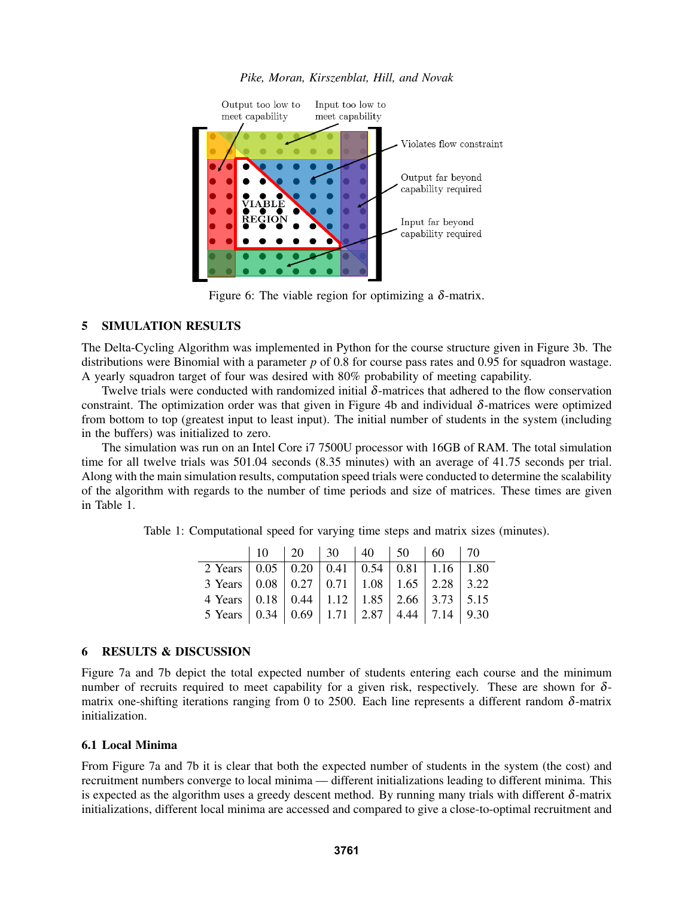Figure 6: The viable region for optimizing a $\delta$-matrix.

## 5 SIMULATION RESULTS

The Delta-Cycling Algorithm was implemented in Python for the course structure given in Figure 3b. The distributions were Binomial with a parameter $p$ of 0.8 for course pass rates and 0.95 for squadron wastage. A yearly squadron target of four was desired with 80% probability of meeting capability.

Twelve trials were conducted with randomized initial $\delta$-matrices that adhered to the flow conservation constraint. The optimization order was that given in Figure 4b and individual $\delta$-matrices were optimized from bottom to top (greatest input to least input). The initial number of students in the system (including in the buffers) was initialized to zero.

The simulation was run on an Intel Core i7 7500U processor with 16GB of RAM. The total simulation time for all twelve trials was 501.04 seconds (8.35 minutes) with an average of 41.75 seconds per trial. Along with the main simulation results, computation speed trials were conducted to determine the scalability of the algorithm with regards to the number of time periods and size of matrices. These times are given in Table 1.

Table 1: Computational speed for varying time steps and matrix sizes (minutes).

| | 10 | 20 | 30 | 40 | 50 | 60 | 70 |
|---|---|---|---|---|---|---|---|
| 2 Years | 0.05 | 0.20 | 0.41 | 0.54 | 0.81 | 1.16 | 1.80 |
| 3 Years | 0.08 | 0.27 | 0.71 | 1.08 | 1.65 | 2.28 | 3.22 |
| 4 Years | 0.18 | 0.44 | 1.12 | 1.85 | 2.66 | 3.73 | 5.15 |
| 5 Years | 0.34 | 0.69 | 1.71 | 2.87 | 4.44 | 7.14 | 9.30 |

## 6 RESULTS & DISCUSSION

Figure 7a and 7b depict the total expected number of students entering each course and the minimum number of recruits required to meet capability for a given risk, respectively. These are shown for $\delta$-matrix one-shifting iterations ranging from 0 to 2500. Each line represents a different random $\delta$-matrix initialization.

### 6.1 Local Minima

From Figure 7a and 7b it is clear that both the expected number of students in the system (the cost) and recruitment numbers converge to local minima — different initializations leading to different minima. This is expected as the algorithm uses a greedy descent method. By running many trials with different $\delta$-matrix initializations, different local minima are accessed and compared to give a close-to-optimal recruitment and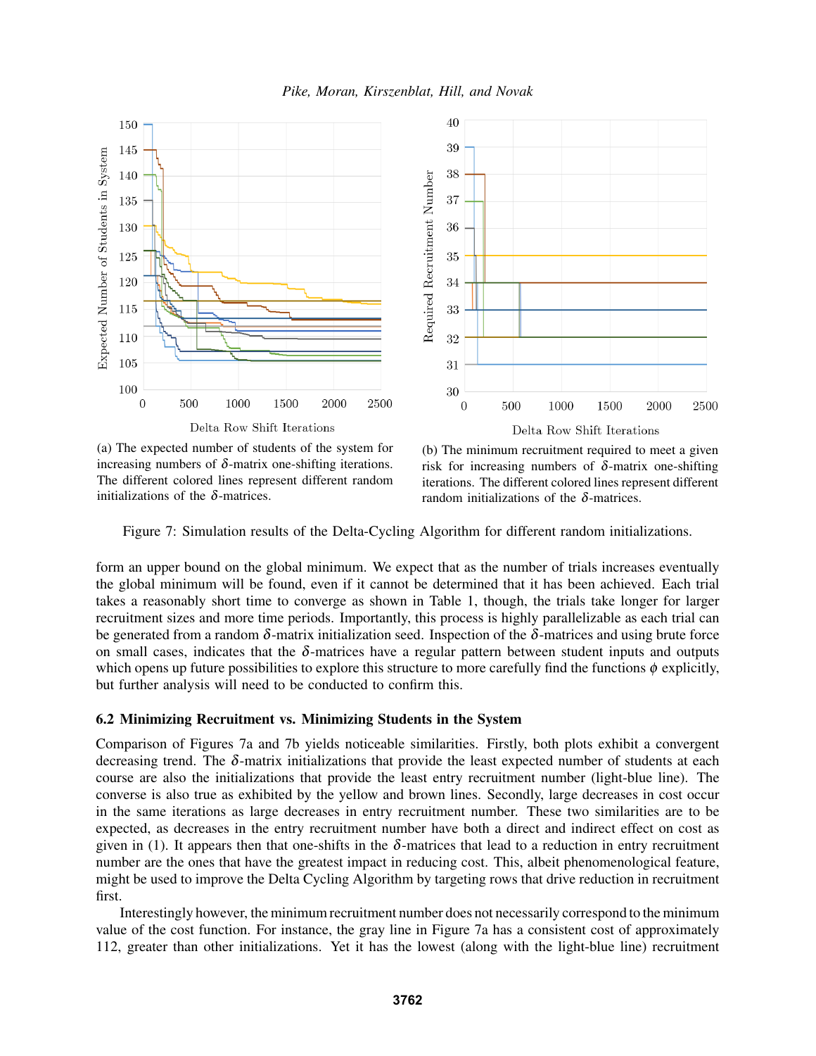(a) The expected number of students of the system for increasing numbers of $\delta$-matrix one-shifting iterations. The different colored lines represent different random initializations of the $\delta$-matrices.

(b) The minimum recruitment required to meet a given risk for increasing numbers of $\delta$-matrix one-shifting iterations. The different colored lines represent different random initializations of the $\delta$-matrices.

Figure 7: Simulation results of the Delta-Cycling Algorithm for different random initializations.

form an upper bound on the global minimum. We expect that as the number of trials increases eventually the global minimum will be found, even if it cannot be determined that it has been achieved. Each trial takes a reasonably short time to converge as shown in Table 1, though, the trials take longer for larger recruitment sizes and more time periods. Importantly, this process is highly parallelizable as each trial can be generated from a random $\delta$-matrix initialization seed. Inspection of the $\delta$-matrices and using brute force on small cases, indicates that the $\delta$-matrices have a regular pattern between student inputs and outputs which opens up future possibilities to explore this structure to more carefully find the functions $\phi$ explicitly, but further analysis will need to be conducted to confirm this.

### 6.2 Minimizing Recruitment vs. Minimizing Students in the System

Comparison of Figures 7a and 7b yields noticeable similarities. Firstly, both plots exhibit a convergent decreasing trend. The $\delta$-matrix initializations that provide the least expected number of students at each course are also the initializations that provide the least entry recruitment number (light-blue line). The converse is also true as exhibited by the yellow and brown lines. Secondly, large decreases in cost occur in the same iterations as large decreases in entry recruitment number. These two similarities are to be expected, as decreases in the entry recruitment number have both a direct and indirect effect on cost as given in (1). It appears then that one-shifts in the $\delta$-matrices that lead to a reduction in entry recruitment number are the ones that have the greatest impact in reducing cost. This, albeit phenomenological feature, might be used to improve the Delta Cycling Algorithm by targeting rows that drive reduction in recruitment first.

Interestingly however, the minimum recruitment number does not necessarily correspond to the minimum value of the cost function. For instance, the gray line in Figure 7a has a consistent cost of approximately 112, greater than other initializations. Yet it has the lowest (along with the light-blue line) recruitment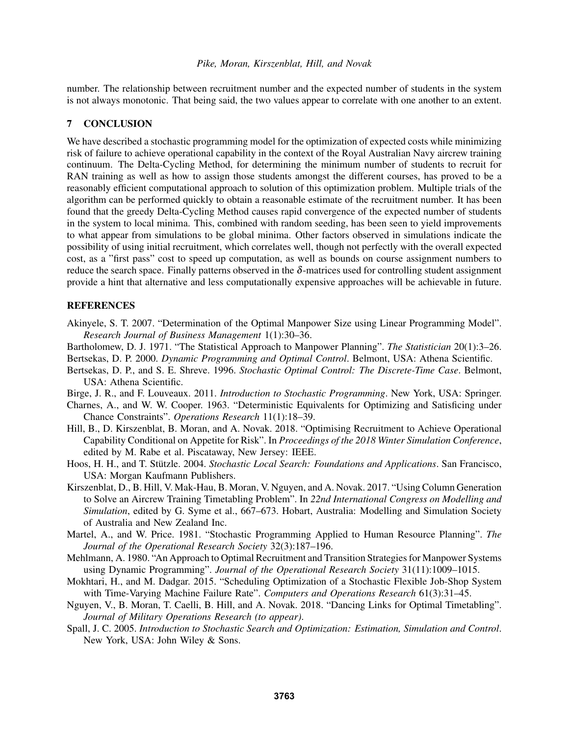number. The relationship between recruitment number and the expected number of students in the system is not always monotonic. That being said, the two values appear to correlate with one another to an extent.

## 7 CONCLUSION

We have described a stochastic programming model for the optimization of expected costs while minimizing risk of failure to achieve operational capability in the context of the Royal Australian Navy aircrew training continuum. The Delta-Cycling Method, for determining the minimum number of students to recruit for RAN training as well as how to assign those students amongst the different courses, has proved to be a reasonably efficient computational approach to solution of this optimization problem. Multiple trials of the algorithm can be performed quickly to obtain a reasonable estimate of the recruitment number. It has been found that the greedy Delta-Cycling Method causes rapid convergence of the expected number of students in the system to local minima. This, combined with random seeding, has been seen to yield improvements to what appear from simulations to be global minima. Other factors observed in simulations indicate the possibility of using initial recruitment, which correlates well, though not perfectly with the overall expected cost, as a "first pass" cost to speed up computation, as well as bounds on course assignment numbers to reduce the search space. Finally patterns observed in the $\delta$-matrices used for controlling student assignment provide a hint that alternative and less computationally expensive approaches will be achievable in future.

## REFERENCES

Akinyele, S. T. 2007. "Determination of the Optimal Manpower Size using Linear Programming Model". *Research Journal of Business Management* 1(1):30–36.

Bartholomew, D. J. 1971. "The Statistical Approach to Manpower Planning". *The Statistician* 20(1):3–26.

Bertsekas, D. P. 2000. *Dynamic Programming and Optimal Control*. Belmont, USA: Athena Scientific.

Bertsekas, D. P., and S. E. Shreve. 1996. *Stochastic Optimal Control: The Discrete-Time Case*. Belmont, USA: Athena Scientific.

Birge, J. R., and F. Louveaux. 2011. *Introduction to Stochastic Programming*. New York, USA: Springer.

Charnes, A., and W. W. Cooper. 1963. "Deterministic Equivalents for Optimizing and Satisficing under Chance Constraints". *Operations Research* 11(1):18–39.

Hill, B., D. Kirszenblat, B. Moran, and A. Novak. 2018. "Optimising Recruitment to Achieve Operational Capability Conditional on Appetite for Risk". In *Proceedings of the 2018 Winter Simulation Conference*, edited by M. Rabe et al. Piscataway, New Jersey: IEEE.

Hoos, H. H., and T. Stützle. 2004. *Stochastic Local Search: Foundations and Applications*. San Francisco, USA: Morgan Kaufmann Publishers.

Kirszenblat, D., B. Hill, V. Mak-Hau, B. Moran, V. Nguyen, and A. Novak. 2017. "Using Column Generation to Solve an Aircrew Training Timetabling Problem". In *22nd International Congress on Modelling and Simulation*, edited by G. Syme et al., 667–673. Hobart, Australia: Modelling and Simulation Society of Australia and New Zealand Inc.

Martel, A., and W. Price. 1981. "Stochastic Programming Applied to Human Resource Planning". *The Journal of the Operational Research Society* 32(3):187–196.

Mehlmann, A. 1980. "An Approach to Optimal Recruitment and Transition Strategies for Manpower Systems using Dynamic Programming". *Journal of the Operational Research Society* 31(11):1009–1015.

Mokhtari, H., and M. Dadgar. 2015. "Scheduling Optimization of a Stochastic Flexible Job-Shop System with Time-Varying Machine Failure Rate". *Computers and Operations Research* 61(3):31–45.

Nguyen, V., B. Moran, T. Caelli, B. Hill, and A. Novak. 2018. "Dancing Links for Optimal Timetabling". *Journal of Military Operations Research (to appear)*.

Spall, J. C. 2005. *Introduction to Stochastic Search and Optimization: Estimation, Simulation and Control*. New York, USA: John Wiley & Sons.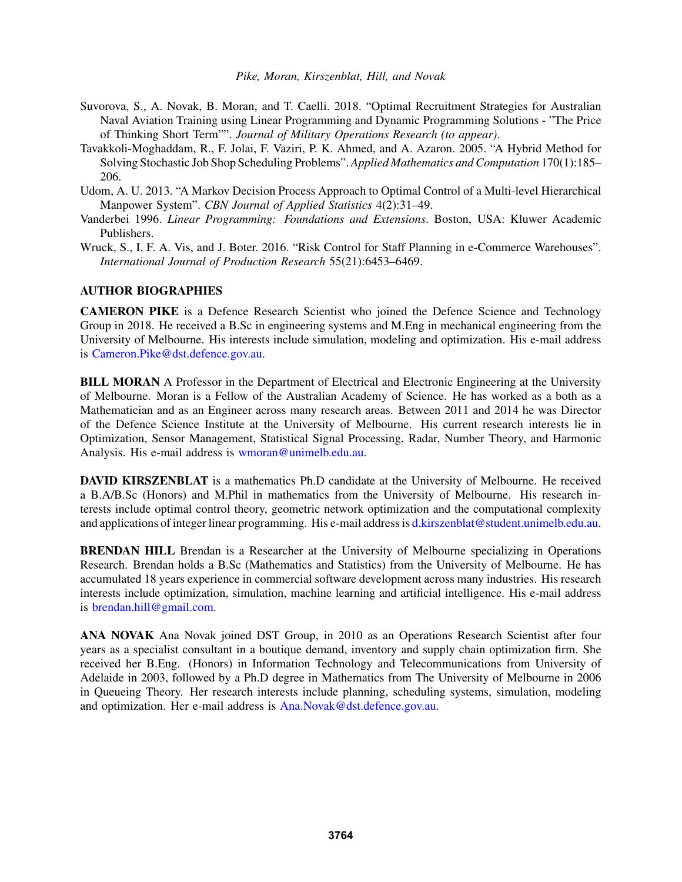Suvorova, S., A. Novak, B. Moran, and T. Caelli. 2018. "Optimal Recruitment Strategies for Australian Naval Aviation Training using Linear Programming and Dynamic Programming Solutions - "The Price of Thinking Short Term"". *Journal of Military Operations Research (to appear)*.

Tavakkoli-Moghaddam, R., F. Jolai, F. Vaziri, P. K. Ahmed, and A. Azaron. 2005. "A Hybrid Method for Solving Stochastic Job Shop Scheduling Problems". *Applied Mathematics and Computation* 170(1):185–206.

Udom, A. U. 2013. "A Markov Decision Process Approach to Optimal Control of a Multi-level Hierarchical Manpower System". *CBN Journal of Applied Statistics* 4(2):31–49.

Vanderbei 1996. *Linear Programming: Foundations and Extensions*. Boston, USA: Kluwer Academic Publishers.

Wruck, S., I. F. A. Vis, and J. Boter. 2016. "Risk Control for Staff Planning in e-Commerce Warehouses". *International Journal of Production Research* 55(21):6453–6469.

## AUTHOR BIOGRAPHIES

**CAMERON PIKE** is a Defence Research Scientist who joined the Defence Science and Technology Group in 2018. He received a B.Sc in engineering systems and M.Eng in mechanical engineering from the University of Melbourne. His interests include simulation, modeling and optimization. His e-mail address is Cameron.Pike@dst.defence.gov.au.

**BILL MORAN** A Professor in the Department of Electrical and Electronic Engineering at the University of Melbourne. Moran is a Fellow of the Australian Academy of Science. He has worked as a both as a Mathematician and as an Engineer across many research areas. Between 2011 and 2014 he was Director of the Defence Science Institute at the University of Melbourne. His current research interests lie in Optimization, Sensor Management, Statistical Signal Processing, Radar, Number Theory, and Harmonic Analysis. His e-mail address is wmoran@unimelb.edu.au.

**DAVID KIRSZENBLAT** is a mathematics Ph.D candidate at the University of Melbourne. He received a B.A/B.Sc (Honors) and M.Phil in mathematics from the University of Melbourne. His research interests include optimal control theory, geometric network optimization and the computational complexity and applications of integer linear programming. His e-mail address is d.kirszenblat@student.unimelb.edu.au.

**BRENDAN HILL** Brendan is a Researcher at the University of Melbourne specializing in Operations Research. Brendan holds a B.Sc (Mathematics and Statistics) from the University of Melbourne. He has accumulated 18 years experience in commercial software development across many industries. His research interests include optimization, simulation, machine learning and artificial intelligence. His e-mail address is brendan.hill@gmail.com.

**ANA NOVAK** Ana Novak joined DST Group, in 2010 as an Operations Research Scientist after four years as a specialist consultant in a boutique demand, inventory and supply chain optimization firm. She received her B.Eng. (Honors) in Information Technology and Telecommunications from University of Adelaide in 2003, followed by a Ph.D degree in Mathematics from The University of Melbourne in 2006 in Queueing Theory. Her research interests include planning, scheduling systems, simulation, modeling and optimization. Her e-mail address is Ana.Novak@dst.defence.gov.au.